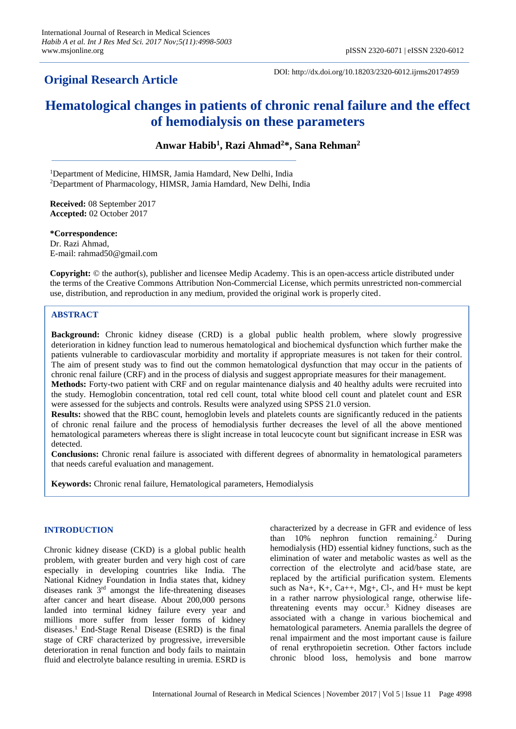## Original Research Article

DOI: http://dx.doi.org/10.18203/2320-6012.ijrms20174959

# Hematological changes in patients of chronic renal failure and the effect of hemodialysis on these parameters

**Anwar Habib[1], Razi Ahmad[2]*, Sana Rehman[2]**

[1]Department of Medicine, HIMSR, Jamia Hamdard, New Delhi, India
[2]Department of Pharmacology, HIMSR, Jamia Hamdard, New Delhi, India

**Received:** 08 September 2017
**Accepted:** 02 October 2017

**\*Correspondence:**
Dr. Razi Ahmad,
E-mail: rahmad50@gmail.com

**Copyright:** © the author(s), publisher and licensee Medip Academy. This is an open-access article distributed under the terms of the Creative Commons Attribution Non-Commercial License, which permits unrestricted non-commercial use, distribution, and reproduction in any medium, provided the original work is properly cited.

## ABSTRACT

**Background:** Chronic kidney disease (CRD) is a global public health problem, where slowly progressive deterioration in kidney function lead to numerous hematological and biochemical dysfunction which further make the patients vulnerable to cardiovascular morbidity and mortality if appropriate measures is not taken for their control. The aim of present study was to find out the common hematological dysfunction that may occur in the patients of chronic renal failure (CRF) and in the process of dialysis and suggest appropriate measures for their management.

**Methods:** Forty-two patient with CRF and on regular maintenance dialysis and 40 healthy adults were recruited into the study. Hemoglobin concentration, total red cell count, total white blood cell count and platelet count and ESR were assessed for the subjects and controls. Results were analyzed using SPSS 21.0 version.

**Results:** showed that the RBC count, hemoglobin levels and platelets counts are significantly reduced in the patients of chronic renal failure and the process of hemodialysis further decreases the level of all the above mentioned hematological parameters whereas there is slight increase in total leucocyte count but significant increase in ESR was detected.

**Conclusions:** Chronic renal failure is associated with different degrees of abnormality in hematological parameters that needs careful evaluation and management.

**Keywords:** Chronic renal failure, Hematological parameters, Hemodialysis

## INTRODUCTION

Chronic kidney disease (CKD) is a global public health problem, with greater burden and very high cost of care especially in developing countries like India. The National Kidney Foundation in India states that, kidney diseases rank 3rd amongst the life-threatening diseases after cancer and heart disease. About 200,000 persons landed into terminal kidney failure every year and millions more suffer from lesser forms of kidney diseases.[1] End-Stage Renal Disease (ESRD) is the final stage of CRF characterized by progressive, irreversible deterioration in renal function and body fails to maintain fluid and electrolyte balance resulting in uremia. ESRD is characterized by a decrease in GFR and evidence of less than 10% nephron function remaining.[2] During hemodialysis (HD) essential kidney functions, such as the elimination of water and metabolic wastes as well as the correction of the electrolyte and acid/base state, are replaced by the artificial purification system. Elements such as $Na^+$, $K^+$, $Ca^{++}$, $Mg^+$, $Cl^-$, and $H^+$ must be kept in a rather narrow physiological range, otherwise life-threatening events may occur.[3] Kidney diseases are associated with a change in various biochemical and hematological parameters. Anemia parallels the degree of renal impairment and the most important cause is failure of renal erythropoietin secretion. Other factors include chronic blood loss, hemolysis and bone marrow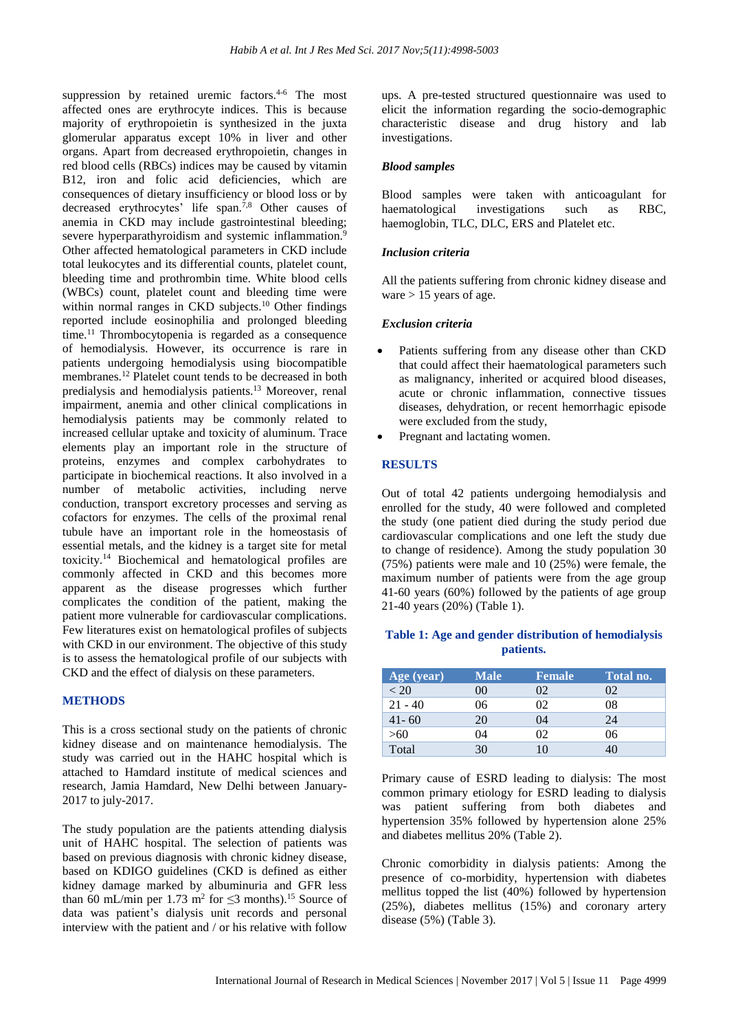suppression by retained uremic factors.[4-6] The most affected ones are erythrocyte indices. This is because majority of erythropoietin is synthesized in the juxta glomerular apparatus except 10% in liver and other organs. Apart from decreased erythropoietin, changes in red blood cells (RBCs) indices may be caused by vitamin B12, iron and folic acid deficiencies, which are consequences of dietary insufficiency or blood loss or by decreased erythrocytes' life span.[7,8] Other causes of anemia in CKD may include gastrointestinal bleeding; severe hyperparathyroidism and systemic inflammation.[9] Other affected hematological parameters in CKD include total leukocytes and its differential counts, platelet count, bleeding time and prothrombin time. White blood cells (WBCs) count, platelet count and bleeding time were within normal ranges in CKD subjects.[10] Other findings reported include eosinophilia and prolonged bleeding time.[11] Thrombocytopenia is regarded as a consequence of hemodialysis. However, its occurrence is rare in patients undergoing hemodialysis using biocompatible membranes.[12] Platelet count tends to be decreased in both predialysis and hemodialysis patients.[13] Moreover, renal impairment, anemia and other clinical complications in hemodialysis patients may be commonly related to increased cellular uptake and toxicity of aluminum. Trace elements play an important role in the structure of proteins, enzymes and complex carbohydrates to participate in biochemical reactions. It also involved in a number of metabolic activities, including nerve conduction, transport excretory processes and serving as cofactors for enzymes. The cells of the proximal renal tubule have an important role in the homeostasis of essential metals, and the kidney is a target site for metal toxicity.[14] Biochemical and hematological profiles are commonly affected in CKD and this becomes more apparent as the disease progresses which further complicates the condition of the patient, making the patient more vulnerable for cardiovascular complications. Few literatures exist on hematological profiles of subjects with CKD in our environment. The objective of this study is to assess the hematological profile of our subjects with CKD and the effect of dialysis on these parameters.

## METHODS

This is a cross sectional study on the patients of chronic kidney disease and on maintenance hemodialysis. The study was carried out in the HAHC hospital which is attached to Hamdard institute of medical sciences and research, Jamia Hamdard, New Delhi between January-2017 to july-2017.

The study population are the patients attending dialysis unit of HAHC hospital. The selection of patients was based on previous diagnosis with chronic kidney disease, based on KDIGO guidelines (CKD is defined as either kidney damage marked by albuminuria and GFR less than 60 mL/min per 1.73 $m^2$ for $\leq$3 months).[15] Source of data was patient's dialysis unit records and personal interview with the patient and / or his relative with follow ups. A pre-tested structured questionnaire was used to elicit the information regarding the socio-demographic characteristic disease and drug history and lab investigations.

### *Blood samples*

Blood samples were taken with anticoagulant for haematological investigations such as RBC, haemoglobin, TLC, DLC, ERS and Platelet etc.

### *Inclusion criteria*

All the patients suffering from chronic kidney disease and ware > 15 years of age.

### *Exclusion criteria*

- Patients suffering from any disease other than CKD that could affect their haematological parameters such as malignancy, inherited or acquired blood diseases, acute or chronic inflammation, connective tissues diseases, dehydration, or recent hemorrhagic episode were excluded from the study,
- Pregnant and lactating women.

## RESULTS

Out of total 42 patients undergoing hemodialysis and enrolled for the study, 40 were followed and completed the study (one patient died during the study period due cardiovascular complications and one left the study due to change of residence). Among the study population 30 (75%) patients were male and 10 (25%) were female, the maximum number of patients were from the age group 41-60 years (60%) followed by the patients of age group 21-40 years (20%) (Table 1).

**Table 1: Age and gender distribution of hemodialysis patients.**

| Age (year) | Male | Female | Total no. |
|---|---|---|---|
| < 20 | 00 | 02 | 02 |
| 21 - 40 | 06 | 02 | 08 |
| 41- 60 | 20 | 04 | 24 |
| >60 | 04 | 02 | 06 |
| Total | 30 | 10 | 40 |

Primary cause of ESRD leading to dialysis: The most common primary etiology for ESRD leading to dialysis was patient suffering from both diabetes and hypertension 35% followed by hypertension alone 25% and diabetes mellitus 20% (Table 2).

Chronic comorbidity in dialysis patients: Among the presence of co-morbidity, hypertension with diabetes mellitus topped the list (40%) followed by hypertension (25%), diabetes mellitus (15%) and coronary artery disease (5%) (Table 3).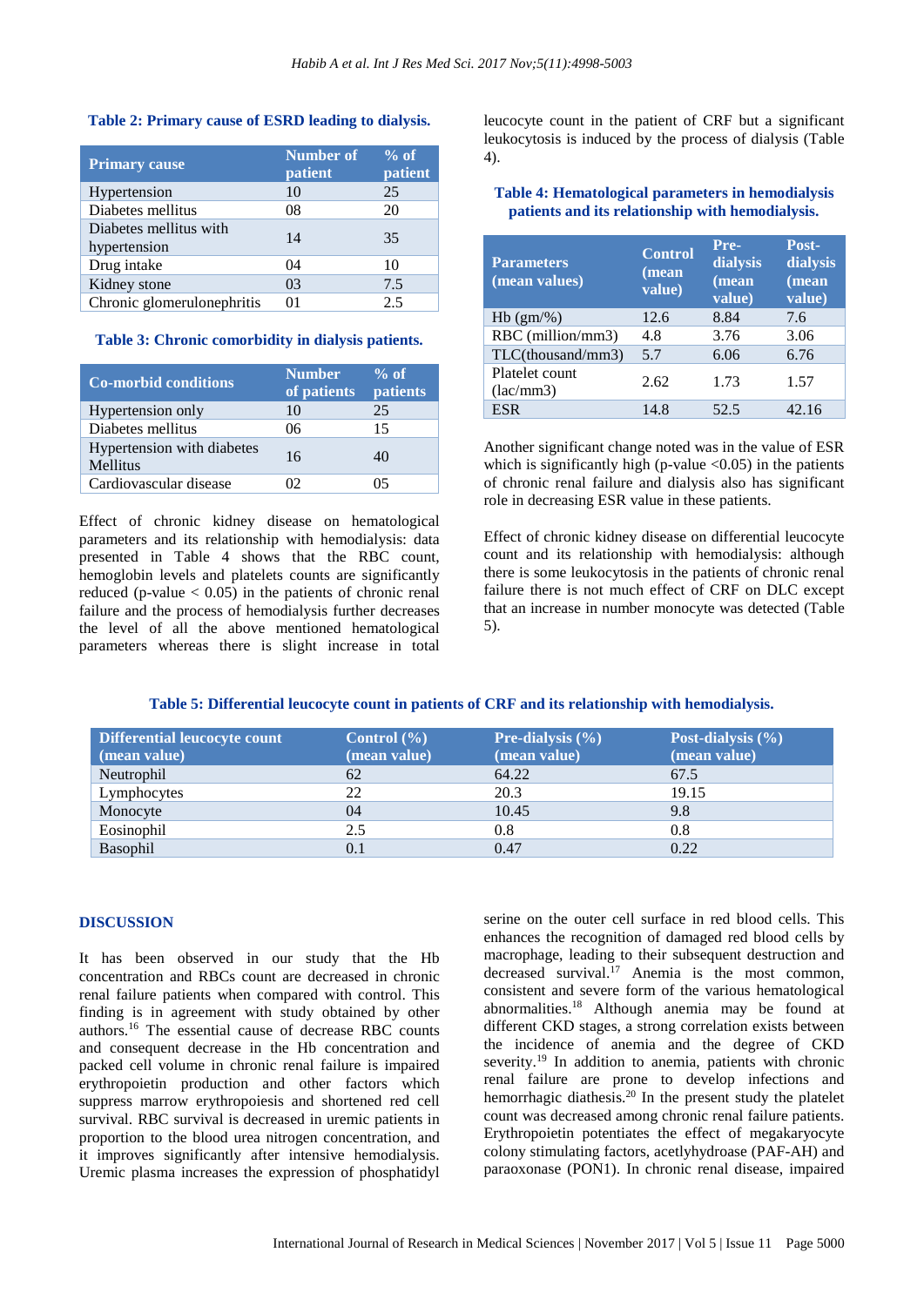**Table 2: Primary cause of ESRD leading to dialysis.**

| Primary cause | Number of patient | % of patient |
|---|---|---|
| Hypertension | 10 | 25 |
| Diabetes mellitus | 08 | 20 |
| Diabetes mellitus with hypertension | 14 | 35 |
| Drug intake | 04 | 10 |
| Kidney stone | 03 | 7.5 |
| Chronic glomerulonephritis | 01 | 2.5 |

**Table 3: Chronic comorbidity in dialysis patients.**

| Co-morbid conditions | Number of patients | % of patients |
|---|---|---|
| Hypertension only | 10 | 25 |
| Diabetes mellitus | 06 | 15 |
| Hypertension with diabetes Mellitus | 16 | 40 |
| Cardiovascular disease | 02 | 05 |

Effect of chronic kidney disease on hematological parameters and its relationship with hemodialysis: data presented in Table 4 shows that the RBC count, hemoglobin levels and platelets counts are significantly reduced (p-value < 0.05) in the patients of chronic renal failure and the process of hemodialysis further decreases the level of all the above mentioned hematological parameters whereas there is slight increase in total leucocyte count in the patient of CRF but a significant leukocytosis is induced by the process of dialysis (Table 4).

**Table 4: Hematological parameters in hemodialysis patients and its relationship with hemodialysis.**

| Parameters (mean values) | Control (mean value) | Pre-dialysis (mean value) | Post-dialysis (mean value) |
|---|---|---|---|
| Hb (gm/%) | 12.6 | 8.84 | 7.6 |
| RBC (million/mm3) | 4.8 | 3.76 | 3.06 |
| TLC(thousand/mm3) | 5.7 | 6.06 | 6.76 |
| Platelet count (lac/mm3) | 2.62 | 1.73 | 1.57 |
| ESR | 14.8 | 52.5 | 42.16 |

Another significant change noted was in the value of ESR which is significantly high (p-value <0.05) in the patients of chronic renal failure and dialysis also has significant role in decreasing ESR value in these patients.

Effect of chronic kidney disease on differential leucocyte count and its relationship with hemodialysis: although there is some leukocytosis in the patients of chronic renal failure there is not much effect of CRF on DLC except that an increase in number monocyte was detected (Table 5).

**Table 5: Differential leucocyte count in patients of CRF and its relationship with hemodialysis.**

| Differential leucocyte count (mean value) | Control (%) (mean value) | Pre-dialysis (%) (mean value) | Post-dialysis (%) (mean value) |
|---|---|---|---|
| Neutrophil | 62 | 64.22 | 67.5 |
| Lymphocytes | 22 | 20.3 | 19.15 |
| Monocyte | 04 | 10.45 | 9.8 |
| Eosinophil | 2.5 | 0.8 | 0.8 |
| Basophil | 0.1 | 0.47 | 0.22 |

## DISCUSSION

It has been observed in our study that the Hb concentration and RBCs count are decreased in chronic renal failure patients when compared with control. This finding is in agreement with study obtained by other authors.[16] The essential cause of decrease RBC counts and consequent decrease in the Hb concentration and packed cell volume in chronic renal failure is impaired erythropoietin production and other factors which suppress marrow erythropoiesis and shortened red cell survival. RBC survival is decreased in uremic patients in proportion to the blood urea nitrogen concentration, and it improves significantly after intensive hemodialysis. Uremic plasma increases the expression of phosphatidyl serine on the outer cell surface in red blood cells. This enhances the recognition of damaged red blood cells by macrophage, leading to their subsequent destruction and decreased survival.[17] Anemia is the most common, consistent and severe form of the various hematological abnormalities.[18] Although anemia may be found at different CKD stages, a strong correlation exists between the incidence of anemia and the degree of CKD severity.[19] In addition to anemia, patients with chronic renal failure are prone to develop infections and hemorrhagic diathesis.[20] In the present study the platelet count was decreased among chronic renal failure patients. Erythropoietin potentiates the effect of megakaryocyte colony stimulating factors, acetlyhydroase (PAF-AH) and paraoxonase (PON1). In chronic renal disease, impaired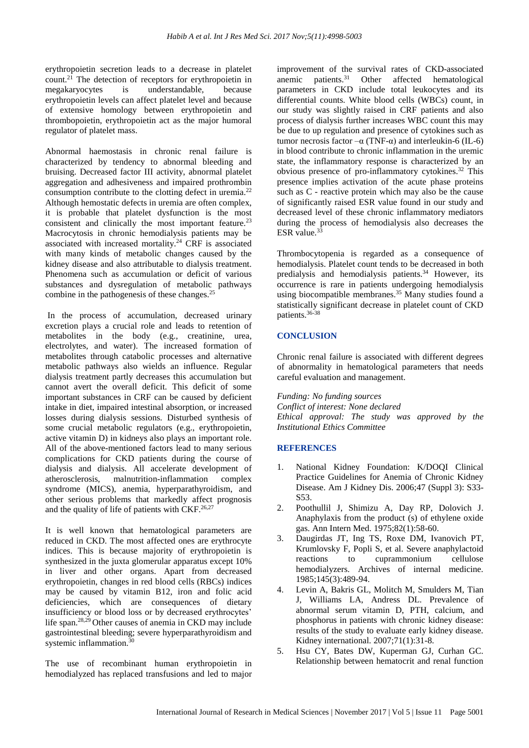erythropoietin secretion leads to a decrease in platelet count.[21] The detection of receptors for erythropoietin in megakaryocytes is understandable, because erythropoietin levels can affect platelet level and because of extensive homology between erythropoietin and thrombopoietin, erythropoietin act as the major humoral regulator of platelet mass.

Abnormal haemostasis in chronic renal failure is characterized by tendency to abnormal bleeding and bruising. Decreased factor III activity, abnormal platelet aggregation and adhesiveness and impaired prothrombin consumption contribute to the clotting defect in uremia.[22] Although hemostatic defects in uremia are often complex, it is probable that platelet dysfunction is the most consistent and clinically the most important feature.[23] Macrocytosis in chronic hemodialysis patients may be associated with increased mortality.[24] CRF is associated with many kinds of metabolic changes caused by the kidney disease and also attributable to dialysis treatment. Phenomena such as accumulation or deficit of various substances and dysregulation of metabolic pathways combine in the pathogenesis of these changes.[25]

In the process of accumulation, decreased urinary excretion plays a crucial role and leads to retention of metabolites in the body (e.g., creatinine, urea, electrolytes, and water). The increased formation of metabolites through catabolic processes and alternative metabolic pathways also wields an influence. Regular dialysis treatment partly decreases this accumulation but cannot avert the overall deficit. This deficit of some important substances in CRF can be caused by deficient intake in diet, impaired intestinal absorption, or increased losses during dialysis sessions. Disturbed synthesis of some crucial metabolic regulators (e.g., erythropoietin, active vitamin D) in kidneys also plays an important role. All of the above-mentioned factors lead to many serious complications for CKD patients during the course of dialysis and dialysis. All accelerate development of atherosclerosis, malnutrition-inflammation complex syndrome (MICS), anemia, hyperparathyroidism, and other serious problems that markedly affect prognosis and the quality of life of patients with CKF.[26,27]

It is well known that hematological parameters are reduced in CKD. The most affected ones are erythrocyte indices. This is because majority of erythropoietin is synthesized in the juxta glomerular apparatus except 10% in liver and other organs. Apart from decreased erythropoietin, changes in red blood cells (RBCs) indices may be caused by vitamin B12, iron and folic acid deficiencies, which are consequences of dietary insufficiency or blood loss or by decreased erythrocytes' life span.[28,29] Other causes of anemia in CKD may include gastrointestinal bleeding; severe hyperparathyroidism and systemic inflammation.[30]

The use of recombinant human erythropoietin in hemodialyzed has replaced transfusions and led to major improvement of the survival rates of CKD-associated anemic patients.[31] Other affected hematological parameters in CKD include total leukocytes and its differential counts. White blood cells (WBCs) count, in our study was slightly raised in CRF patients and also process of dialysis further increases WBC count this may be due to up regulation and presence of cytokines such as tumor necrosis factor –α (TNF-α) and interleukin-6 (IL-6) in blood contribute to chronic inflammation in the uremic state, the inflammatory response is characterized by an obvious presence of pro-inflammatory cytokines.[32] This presence implies activation of the acute phase proteins such as C - reactive protein which may also be the cause of significantly raised ESR value found in our study and decreased level of these chronic inflammatory mediators during the process of hemodialysis also decreases the ESR value.[33]

Thrombocytopenia is regarded as a consequence of hemodialysis. Platelet count tends to be decreased in both predialysis and hemodialysis patients.[34] However, its occurrence is rare in patients undergoing hemodialysis using biocompatible membranes.[35] Many studies found a statistically significant decrease in platelet count of CKD patients.[36-38]

## CONCLUSION

Chronic renal failure is associated with different degrees of abnormality in hematological parameters that needs careful evaluation and management.

*Funding: No funding sources*
*Conflict of interest: None declared*
*Ethical approval: The study was approved by the Institutional Ethics Committee*

## REFERENCES

1. National Kidney Foundation: K/DOQI Clinical Practice Guidelines for Anemia of Chronic Kidney Disease. Am J Kidney Dis. 2006;47 (Suppl 3): S33-S53.
2. Poothullil J, Shimizu A, Day RP, Dolovich J. Anaphylaxis from the product (s) of ethylene oxide gas. Ann Intern Med. 1975;82(1):58-60.
3. Daugirdas JT, Ing TS, Roxe DM, Ivanovich PT, Krumlovsky F, Popli S, et al. Severe anaphylactoid reactions to cuprammonium cellulose hemodialyzers. Archives of internal medicine. 1985;145(3):489-94.
4. Levin A, Bakris GL, Molitch M, Smulders M, Tian J, Williams LA, Andress DL. Prevalence of abnormal serum vitamin D, PTH, calcium, and phosphorus in patients with chronic kidney disease: results of the study to evaluate early kidney disease. Kidney international. 2007;71(1):31-8.
5. Hsu CY, Bates DW, Kuperman GJ, Curhan GC. Relationship between hematocrit and renal function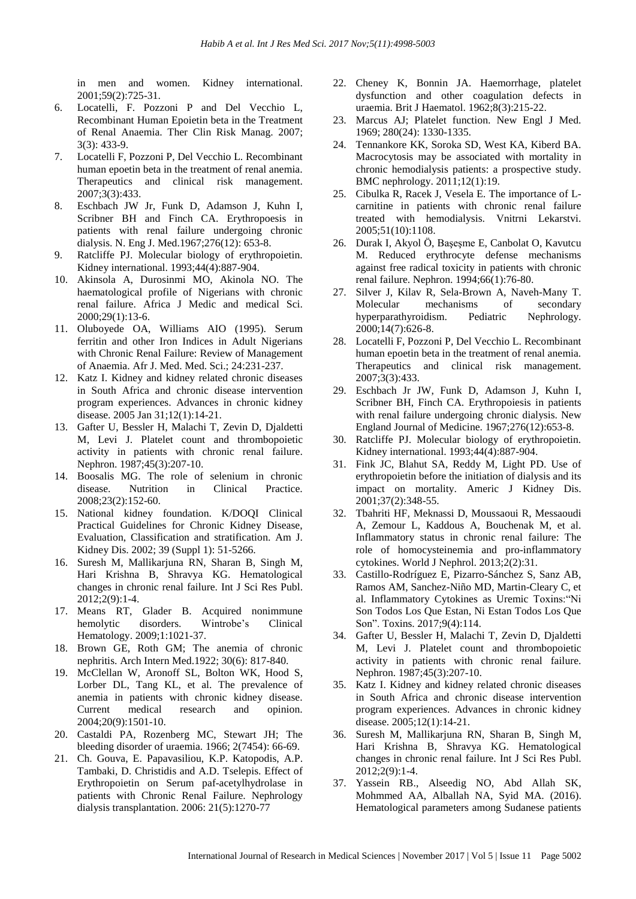in men and women. Kidney international. 2001;59(2):725-31.

6. Locatelli, F. Pozzoni P and Del Vecchio L, Recombinant Human Epoietin beta in the Treatment of Renal Anaemia. Ther Clin Risk Manag. 2007; 3(3): 433-9.
7. Locatelli F, Pozzoni P, Del Vecchio L. Recombinant human epoetin beta in the treatment of renal anemia. Therapeutics and clinical risk management. 2007;3(3):433.
8. Eschbach JW Jr, Funk D, Adamson J, Kuhn I, Scribner BH and Finch CA. Erythropoesis in patients with renal failure undergoing chronic dialysis. N. Eng J. Med.1967;276(12): 653-8.
9. Ratcliffe PJ. Molecular biology of erythropoietin. Kidney international. 1993;44(4):887-904.
10. Akinsola A, Durosinmi MO, Akinola NO. The haematological profile of Nigerians with chronic renal failure. Africa J Medic and medical Sci. 2000;29(1):13-6.
11. Oluboyede OA, Williams AIO (1995). Serum ferritin and other Iron Indices in Adult Nigerians with Chronic Renal Failure: Review of Management of Anaemia. Afr J. Med. Med. Sci.; 24:231-237.
12. Katz I. Kidney and kidney related chronic diseases in South Africa and chronic disease intervention program experiences. Advances in chronic kidney disease. 2005 Jan 31;12(1):14-21.
13. Gafter U, Bessler H, Malachi T, Zevin D, Djaldetti M, Levi J. Platelet count and thrombopoietic activity in patients with chronic renal failure. Nephron. 1987;45(3):207-10.
14. Boosalis MG. The role of selenium in chronic disease. Nutrition in Clinical Practice. 2008;23(2):152-60.
15. National kidney foundation. K/DOQI Clinical Practical Guidelines for Chronic Kidney Disease, Evaluation, Classification and stratification. Am J. Kidney Dis. 2002; 39 (Suppl 1): 51-5266.
16. Suresh M, Mallikarjuna RN, Sharan B, Singh M, Hari Krishna B, Shravya KG. Hematological changes in chronic renal failure. Int J Sci Res Publ. 2012;2(9):1-4.
17. Means RT, Glader B. Acquired nonimmune hemolytic disorders. Wintrobe's Clinical Hematology. 2009;1:1021-37.
18. Brown GE, Roth GM; The anemia of chronic nephritis. Arch Intern Med.1922; 30(6): 817-840.
19. McClellan W, Aronoff SL, Bolton WK, Hood S, Lorber DL, Tang KL, et al. The prevalence of anemia in patients with chronic kidney disease. Current medical research and opinion. 2004;20(9):1501-10.
20. Castaldi PA, Rozenberg MC, Stewart JH; The bleeding disorder of uraemia. 1966; 2(7454): 66-69.
21. Ch. Gouva, E. Papavasiliou, K.P. Katopodis, A.P. Tambaki, D. Christidis and A.D. Tselepis. Effect of Erythropoietin on Serum paf-acetylhydrolase in patients with Chronic Renal Failure. Nephrology dialysis transplantation. 2006: 21(5):1270-77
22. Cheney K, Bonnin JA. Haemorrhage, platelet dysfunction and other coagulation defects in uraemia. Brit J Haematol. 1962;8(3):215-22.
23. Marcus AJ; Platelet function. New Engl J Med. 1969; 280(24): 1330-1335.
24. Tennankore KK, Soroka SD, West KA, Kiberd BA. Macrocytosis may be associated with mortality in chronic hemodialysis patients: a prospective study. BMC nephrology. 2011;12(1):19.
25. Cibulka R, Racek J, Vesela E. The importance of L-carnitine in patients with chronic renal failure treated with hemodialysis. Vnitrni Lekarstvi. 2005;51(10):1108.
26. Durak I, Akyol Ö, Başeşme E, Canbolat O, Kavutcu M. Reduced erythrocyte defense mechanisms against free radical toxicity in patients with chronic renal failure. Nephron. 1994;66(1):76-80.
27. Silver J, Kilav R, Sela-Brown A, Naveh-Many T. Molecular mechanisms of secondary hyperparathyroidism. Pediatric Nephrology. 2000;14(7):626-8.
28. Locatelli F, Pozzoni P, Del Vecchio L. Recombinant human epoetin beta in the treatment of renal anemia. Therapeutics and clinical risk management. 2007;3(3):433.
29. Eschbach Jr JW, Funk D, Adamson J, Kuhn I, Scribner BH, Finch CA. Erythropoiesis in patients with renal failure undergoing chronic dialysis. New England Journal of Medicine. 1967;276(12):653-8.
30. Ratcliffe PJ. Molecular biology of erythropoietin. Kidney international. 1993;44(4):887-904.
31. Fink JC, Blahut SA, Reddy M, Light PD. Use of erythropoietin before the initiation of dialysis and its impact on mortality. Americ J Kidney Dis. 2001;37(2):348-55.
32. Tbahriti HF, Meknassi D, Moussaoui R, Messaoudi A, Zemour L, Kaddous A, Bouchenak M, et al. Inflammatory status in chronic renal failure: The role of homocysteinemia and pro-inflammatory cytokines. World J Nephrol. 2013;2(2):31.
33. Castillo-Rodríguez E, Pizarro-Sánchez S, Sanz AB, Ramos AM, Sanchez-Niño MD, Martin-Cleary C, et al. Inflammatory Cytokines as Uremic Toxins:"Ni Son Todos Los Que Estan, Ni Estan Todos Los Que Son". Toxins. 2017;9(4):114.
34. Gafter U, Bessler H, Malachi T, Zevin D, Djaldetti M, Levi J. Platelet count and thrombopoietic activity in patients with chronic renal failure. Nephron. 1987;45(3):207-10.
35. Katz I. Kidney and kidney related chronic diseases in South Africa and chronic disease intervention program experiences. Advances in chronic kidney disease. 2005;12(1):14-21.
36. Suresh M, Mallikarjuna RN, Sharan B, Singh M, Hari Krishna B, Shravya KG. Hematological changes in chronic renal failure. Int J Sci Res Publ. 2012;2(9):1-4.
37. Yassein RB., Alseedig NO, Abd Allah SK, Mohmmed AA, Alballah NA, Syid MA. (2016). Hematological parameters among Sudanese patients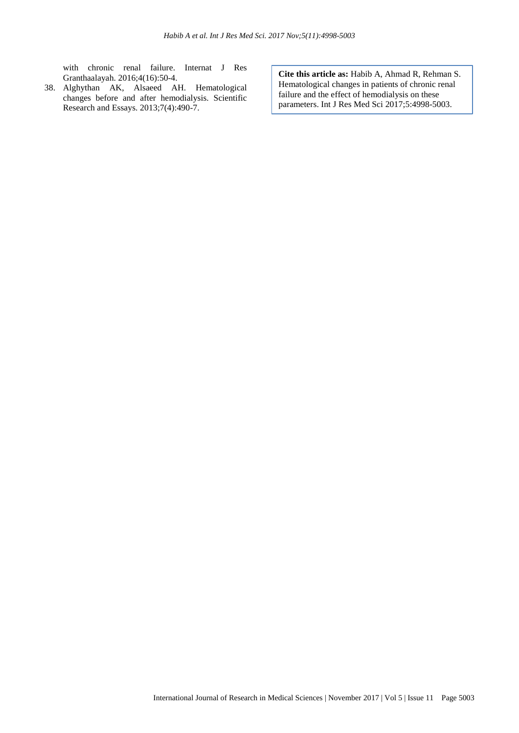with chronic renal failure. Internat J Res Granthaalayah. 2016;4(16):50-4.

38. Alghythan AK, Alsaeed AH. Hematological changes before and after hemodialysis. Scientific Research and Essays. 2013;7(4):490-7.

**Cite this article as:** Habib A, Ahmad R, Rehman S. Hematological changes in patients of chronic renal failure and the effect of hemodialysis on these parameters. Int J Res Med Sci 2017;5:4998-5003.